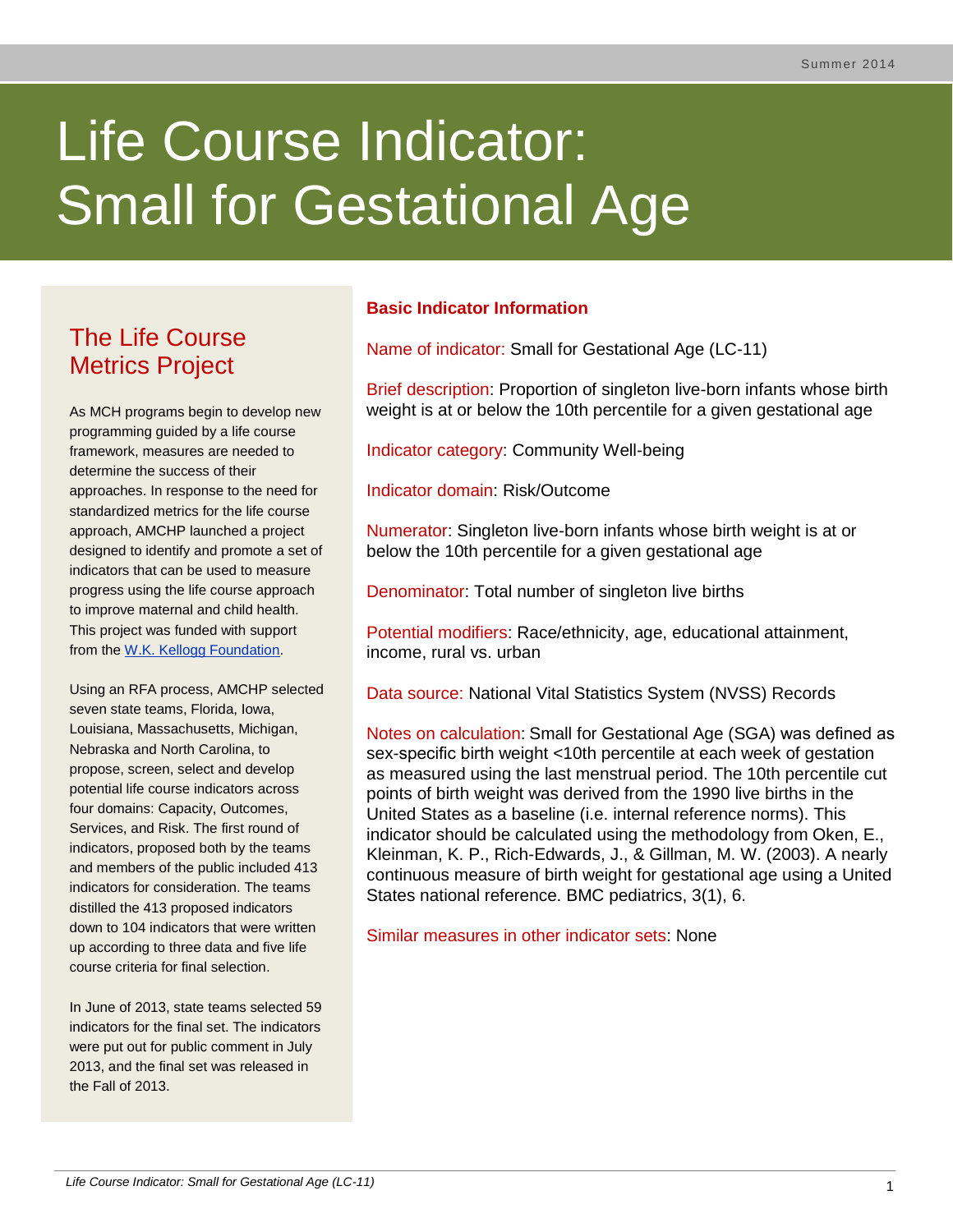# Life Course Indicator: Small for Gestational Age

## The Life Course Metrics Project

As MCH programs begin to develop new programming guided by a life course framework, measures are needed to determine the success of their approaches. In response to the need for standardized metrics for the life course approach, AMCHP launched a project designed to identify and promote a set of indicators that can be used to measure progress using the life course approach to improve maternal and child health. This project was funded with support from the W.K. Kellogg Foundation.

Using an RFA process, AMCHP selected seven state teams, Florida, Iowa, Louisiana, Massachusetts, Michigan, Nebraska and North Carolina, to propose, screen, select and develop potential life course indicators across four domains: Capacity, Outcomes, Services, and Risk. The first round of indicators, proposed both by the teams and members of the public included 413 indicators for consideration. The teams distilled the 413 proposed indicators down to 104 indicators that were written up according to three data and five life course criteria for final selection.

In June of 2013, state teams selected 59 indicators for the final set. The indicators were put out for public comment in July 2013, and the final set was released in the Fall of 2013.

## Basic Indicator Information

Name of indicator: Small for Gestational Age (LC-11)

Brief description: Proportion of singleton live-born infants whose birth weight is at or below the 10th percentile for a given gestational age

Indicator category: Community Well-being

Indicator domain: Risk/Outcome

Numerator: Singleton live-born infants whose birth weight is at or below the 10th percentile for a given gestational age

Denominator: Total number of singleton live births

Potential modifiers: Race/ethnicity, age, educational attainment, income, rural vs. urban

Data source: National Vital Statistics System (NVSS) Records

Notes on calculation: Small for Gestational Age (SGA) was defined as sex-specific birth weight <10th percentile at each week of gestation as measured using the last menstrual period. The 10th percentile cut points of birth weight was derived from the 1990 live births in the United States as a baseline (i.e. internal reference norms). This indicator should be calculated using the methodology from Oken, E., Kleinman, K. P., Rich-Edwards, J., & Gillman, M. W. (2003). A nearly continuous measure of birth weight for gestational age using a United States national reference. BMC pediatrics, 3(1), 6.

Similar measures in other indicator sets: None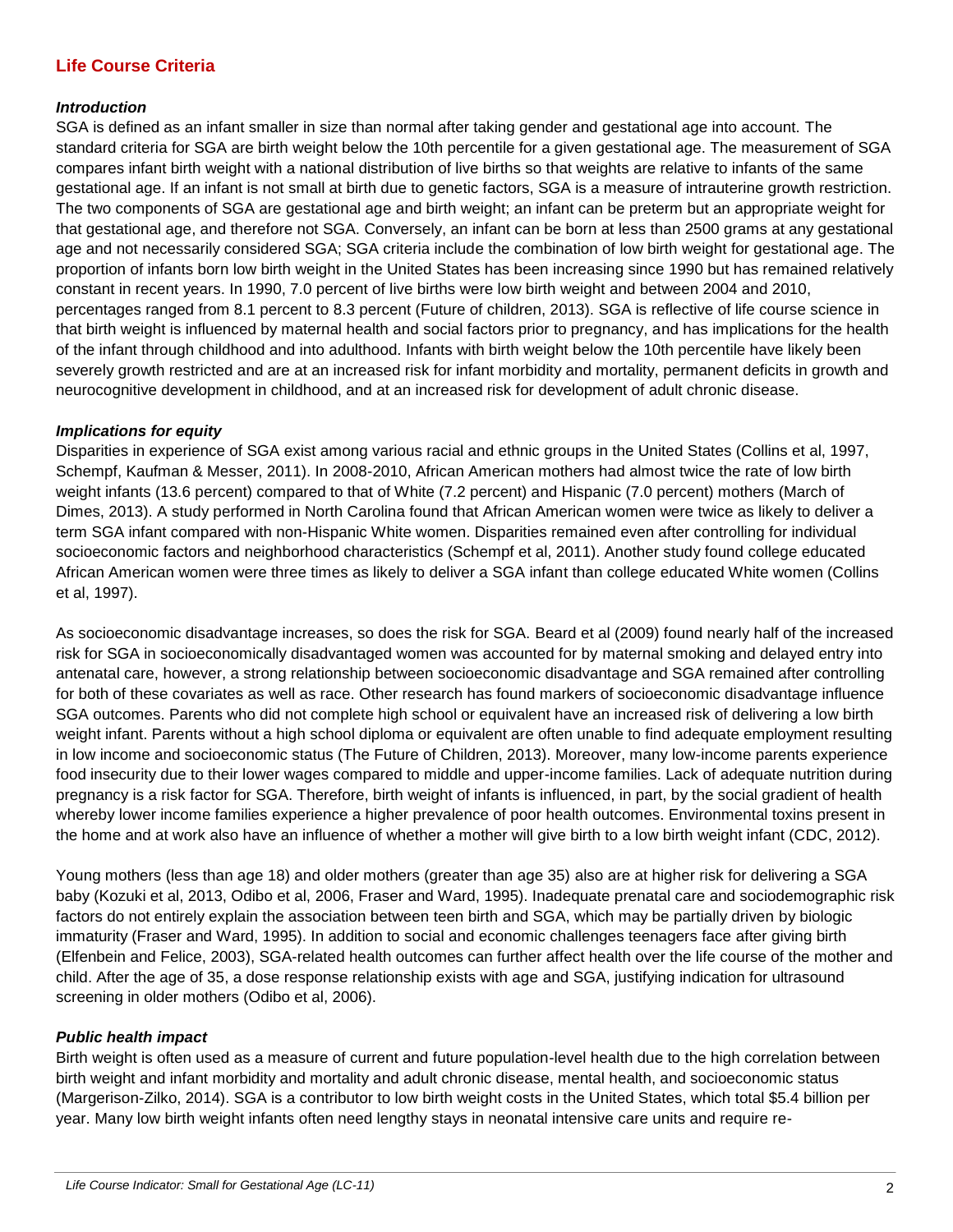## Life Course Criteria

### *Introduction*

SGA is defined as an infant smaller in size than normal after taking gender and gestational age into account. The standard criteria for SGA are birth weight below the 10th percentile for a given gestational age. The measurement of SGA compares infant birth weight with a national distribution of live births so that weights are relative to infants of the same gestational age. If an infant is not small at birth due to genetic factors, SGA is a measure of intrauterine growth restriction. The two components of SGA are gestational age and birth weight; an infant can be preterm but an appropriate weight for that gestational age, and therefore not SGA. Conversely, an infant can be born at less than 2500 grams at any gestational age and not necessarily considered SGA; SGA criteria include the combination of low birth weight for gestational age. The proportion of infants born low birth weight in the United States has been increasing since 1990 but has remained relatively constant in recent years. In 1990, 7.0 percent of live births were low birth weight and between 2004 and 2010, percentages ranged from 8.1 percent to 8.3 percent (Future of children, 2013). SGA is reflective of life course science in that birth weight is influenced by maternal health and social factors prior to pregnancy, and has implications for the health of the infant through childhood and into adulthood. Infants with birth weight below the 10th percentile have likely been severely growth restricted and are at an increased risk for infant morbidity and mortality, permanent deficits in growth and neurocognitive development in childhood, and at an increased risk for development of adult chronic disease.

### *Implications for equity*

Disparities in experience of SGA exist among various racial and ethnic groups in the United States (Collins et al, 1997, Schempf, Kaufman & Messer, 2011). In 2008-2010, African American mothers had almost twice the rate of low birth weight infants (13.6 percent) compared to that of White (7.2 percent) and Hispanic (7.0 percent) mothers (March of Dimes, 2013). A study performed in North Carolina found that African American women were twice as likely to deliver a term SGA infant compared with non-Hispanic White women. Disparities remained even after controlling for individual socioeconomic factors and neighborhood characteristics (Schempf et al, 2011). Another study found college educated African American women were three times as likely to deliver a SGA infant than college educated White women (Collins et al, 1997).

As socioeconomic disadvantage increases, so does the risk for SGA. Beard et al (2009) found nearly half of the increased risk for SGA in socioeconomically disadvantaged women was accounted for by maternal smoking and delayed entry into antenatal care, however, a strong relationship between socioeconomic disadvantage and SGA remained after controlling for both of these covariates as well as race. Other research has found markers of socioeconomic disadvantage influence SGA outcomes. Parents who did not complete high school or equivalent have an increased risk of delivering a low birth weight infant. Parents without a high school diploma or equivalent are often unable to find adequate employment resulting in low income and socioeconomic status (The Future of Children, 2013). Moreover, many low-income parents experience food insecurity due to their lower wages compared to middle and upper-income families. Lack of adequate nutrition during pregnancy is a risk factor for SGA. Therefore, birth weight of infants is influenced, in part, by the social gradient of health whereby lower income families experience a higher prevalence of poor health outcomes. Environmental toxins present in the home and at work also have an influence of whether a mother will give birth to a low birth weight infant (CDC, 2012).

Young mothers (less than age 18) and older mothers (greater than age 35) also are at higher risk for delivering a SGA baby (Kozuki et al, 2013, Odibo et al, 2006, Fraser and Ward, 1995). Inadequate prenatal care and sociodemographic risk factors do not entirely explain the association between teen birth and SGA, which may be partially driven by biologic immaturity (Fraser and Ward, 1995). In addition to social and economic challenges teenagers face after giving birth (Elfenbein and Felice, 2003), SGA-related health outcomes can further affect health over the life course of the mother and child. After the age of 35, a dose response relationship exists with age and SGA, justifying indication for ultrasound screening in older mothers (Odibo et al, 2006).

### *Public health impact*

Birth weight is often used as a measure of current and future population-level health due to the high correlation between birth weight and infant morbidity and mortality and adult chronic disease, mental health, and socioeconomic status (Margerison-Zilko, 2014). SGA is a contributor to low birth weight costs in the United States, which total $5.4 billion per year. Many low birth weight infants often need lengthy stays in neonatal intensive care units and require re-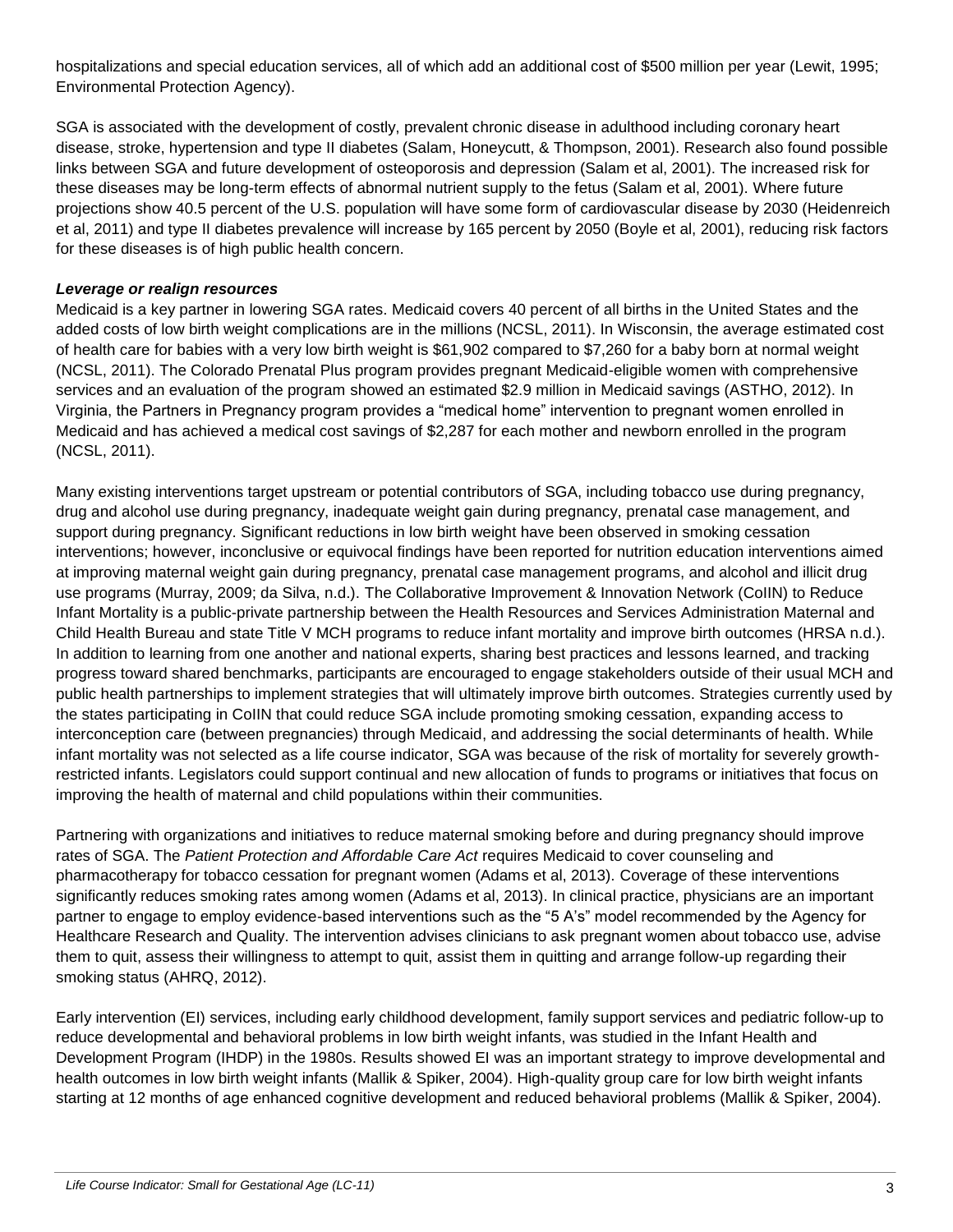hospitalizations and special education services, all of which add an additional cost of $500 million per year (Lewit, 1995; Environmental Protection Agency).

SGA is associated with the development of costly, prevalent chronic disease in adulthood including coronary heart disease, stroke, hypertension and type II diabetes (Salam, Honeycutt, & Thompson, 2001). Research also found possible links between SGA and future development of osteoporosis and depression (Salam et al, 2001). The increased risk for these diseases may be long-term effects of abnormal nutrient supply to the fetus (Salam et al, 2001). Where future projections show 40.5 percent of the U.S. population will have some form of cardiovascular disease by 2030 (Heidenreich et al, 2011) and type II diabetes prevalence will increase by 165 percent by 2050 (Boyle et al, 2001), reducing risk factors for these diseases is of high public health concern.

***Leverage or realign resources***

Medicaid is a key partner in lowering SGA rates. Medicaid covers 40 percent of all births in the United States and the added costs of low birth weight complications are in the millions (NCSL, 2011). In Wisconsin, the average estimated cost of health care for babies with a very low birth weight is $61,902 compared to $7,260 for a baby born at normal weight (NCSL, 2011). The Colorado Prenatal Plus program provides pregnant Medicaid-eligible women with comprehensive services and an evaluation of the program showed an estimated $2.9 million in Medicaid savings (ASTHO, 2012). In Virginia, the Partners in Pregnancy program provides a "medical home" intervention to pregnant women enrolled in Medicaid and has achieved a medical cost savings of $2,287 for each mother and newborn enrolled in the program (NCSL, 2011).

Many existing interventions target upstream or potential contributors of SGA, including tobacco use during pregnancy, drug and alcohol use during pregnancy, inadequate weight gain during pregnancy, prenatal case management, and support during pregnancy. Significant reductions in low birth weight have been observed in smoking cessation interventions; however, inconclusive or equivocal findings have been reported for nutrition education interventions aimed at improving maternal weight gain during pregnancy, prenatal case management programs, and alcohol and illicit drug use programs (Murray, 2009; da Silva, n.d.). The Collaborative Improvement & Innovation Network (CoIIN) to Reduce Infant Mortality is a public-private partnership between the Health Resources and Services Administration Maternal and Child Health Bureau and state Title V MCH programs to reduce infant mortality and improve birth outcomes (HRSA n.d.). In addition to learning from one another and national experts, sharing best practices and lessons learned, and tracking progress toward shared benchmarks, participants are encouraged to engage stakeholders outside of their usual MCH and public health partnerships to implement strategies that will ultimately improve birth outcomes. Strategies currently used by the states participating in CoIIN that could reduce SGA include promoting smoking cessation, expanding access to interconception care (between pregnancies) through Medicaid, and addressing the social determinants of health. While infant mortality was not selected as a life course indicator, SGA was because of the risk of mortality for severely growth-restricted infants. Legislators could support continual and new allocation of funds to programs or initiatives that focus on improving the health of maternal and child populations within their communities.

Partnering with organizations and initiatives to reduce maternal smoking before and during pregnancy should improve rates of SGA. The *Patient Protection and Affordable Care Act* requires Medicaid to cover counseling and pharmacotherapy for tobacco cessation for pregnant women (Adams et al, 2013). Coverage of these interventions significantly reduces smoking rates among women (Adams et al, 2013). In clinical practice, physicians are an important partner to engage to employ evidence-based interventions such as the "5 A's" model recommended by the Agency for Healthcare Research and Quality. The intervention advises clinicians to ask pregnant women about tobacco use, advise them to quit, assess their willingness to attempt to quit, assist them in quitting and arrange follow-up regarding their smoking status (AHRQ, 2012).

Early intervention (EI) services, including early childhood development, family support services and pediatric follow-up to reduce developmental and behavioral problems in low birth weight infants, was studied in the Infant Health and Development Program (IHDP) in the 1980s. Results showed EI was an important strategy to improve developmental and health outcomes in low birth weight infants (Mallik & Spiker, 2004). High-quality group care for low birth weight infants starting at 12 months of age enhanced cognitive development and reduced behavioral problems (Mallik & Spiker, 2004).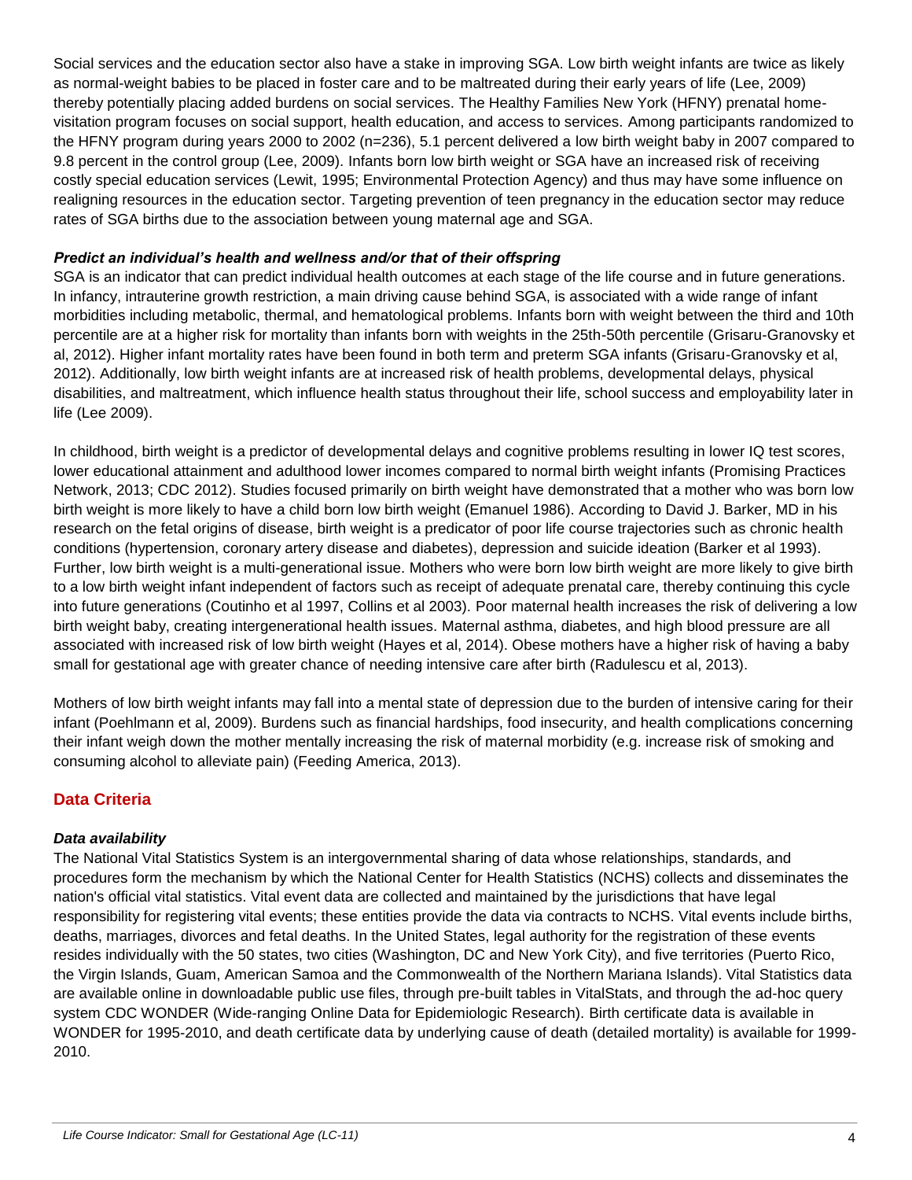Social services and the education sector also have a stake in improving SGA. Low birth weight infants are twice as likely as normal-weight babies to be placed in foster care and to be maltreated during their early years of life (Lee, 2009) thereby potentially placing added burdens on social services. The Healthy Families New York (HFNY) prenatal home-visitation program focuses on social support, health education, and access to services. Among participants randomized to the HFNY program during years 2000 to 2002 (n=236), 5.1 percent delivered a low birth weight baby in 2007 compared to 9.8 percent in the control group (Lee, 2009). Infants born low birth weight or SGA have an increased risk of receiving costly special education services (Lewit, 1995; Environmental Protection Agency) and thus may have some influence on realigning resources in the education sector. Targeting prevention of teen pregnancy in the education sector may reduce rates of SGA births due to the association between young maternal age and SGA.

### *Predict an individual's health and wellness and/or that of their offspring*

SGA is an indicator that can predict individual health outcomes at each stage of the life course and in future generations. In infancy, intrauterine growth restriction, a main driving cause behind SGA, is associated with a wide range of infant morbidities including metabolic, thermal, and hematological problems. Infants born with weight between the third and 10th percentile are at a higher risk for mortality than infants born with weights in the 25th-50th percentile (Grisaru-Granovsky et al, 2012). Higher infant mortality rates have been found in both term and preterm SGA infants (Grisaru-Granovsky et al, 2012). Additionally, low birth weight infants are at increased risk of health problems, developmental delays, physical disabilities, and maltreatment, which influence health status throughout their life, school success and employability later in life (Lee 2009).

In childhood, birth weight is a predictor of developmental delays and cognitive problems resulting in lower IQ test scores, lower educational attainment and adulthood lower incomes compared to normal birth weight infants (Promising Practices Network, 2013; CDC 2012). Studies focused primarily on birth weight have demonstrated that a mother who was born low birth weight is more likely to have a child born low birth weight (Emanuel 1986). According to David J. Barker, MD in his research on the fetal origins of disease, birth weight is a predicator of poor life course trajectories such as chronic health conditions (hypertension, coronary artery disease and diabetes), depression and suicide ideation (Barker et al 1993). Further, low birth weight is a multi-generational issue. Mothers who were born low birth weight are more likely to give birth to a low birth weight infant independent of factors such as receipt of adequate prenatal care, thereby continuing this cycle into future generations (Coutinho et al 1997, Collins et al 2003). Poor maternal health increases the risk of delivering a low birth weight baby, creating intergenerational health issues. Maternal asthma, diabetes, and high blood pressure are all associated with increased risk of low birth weight (Hayes et al, 2014). Obese mothers have a higher risk of having a baby small for gestational age with greater chance of needing intensive care after birth (Radulescu et al, 2013).

Mothers of low birth weight infants may fall into a mental state of depression due to the burden of intensive caring for their infant (Poehlmann et al, 2009). Burdens such as financial hardships, food insecurity, and health complications concerning their infant weigh down the mother mentally increasing the risk of maternal morbidity (e.g. increase risk of smoking and consuming alcohol to alleviate pain) (Feeding America, 2013).

## Data Criteria

### *Data availability*

The National Vital Statistics System is an intergovernmental sharing of data whose relationships, standards, and procedures form the mechanism by which the National Center for Health Statistics (NCHS) collects and disseminates the nation's official vital statistics. Vital event data are collected and maintained by the jurisdictions that have legal responsibility for registering vital events; these entities provide the data via contracts to NCHS. Vital events include births, deaths, marriages, divorces and fetal deaths. In the United States, legal authority for the registration of these events resides individually with the 50 states, two cities (Washington, DC and New York City), and five territories (Puerto Rico, the Virgin Islands, Guam, American Samoa and the Commonwealth of the Northern Mariana Islands). Vital Statistics data are available online in downloadable public use files, through pre-built tables in VitalStats, and through the ad-hoc query system CDC WONDER (Wide-ranging Online Data for Epidemiologic Research). Birth certificate data is available in WONDER for 1995-2010, and death certificate data by underlying cause of death (detailed mortality) is available for 1999-2010.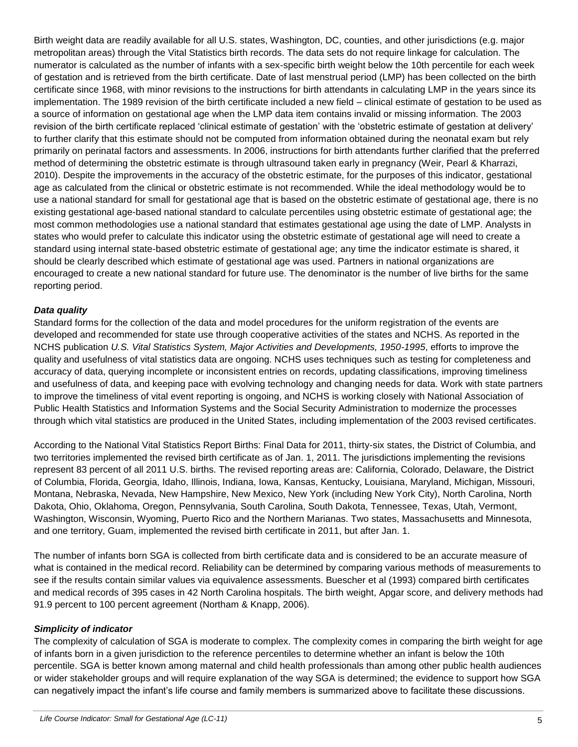Birth weight data are readily available for all U.S. states, Washington, DC, counties, and other jurisdictions (e.g. major metropolitan areas) through the Vital Statistics birth records. The data sets do not require linkage for calculation. The numerator is calculated as the number of infants with a sex-specific birth weight below the 10th percentile for each week of gestation and is retrieved from the birth certificate. Date of last menstrual period (LMP) has been collected on the birth certificate since 1968, with minor revisions to the instructions for birth attendants in calculating LMP in the years since its implementation. The 1989 revision of the birth certificate included a new field – clinical estimate of gestation to be used as a source of information on gestational age when the LMP data item contains invalid or missing information. The 2003 revision of the birth certificate replaced 'clinical estimate of gestation' with the 'obstetric estimate of gestation at delivery' to further clarify that this estimate should not be computed from information obtained during the neonatal exam but rely primarily on perinatal factors and assessments. In 2006, instructions for birth attendants further clarified that the preferred method of determining the obstetric estimate is through ultrasound taken early in pregnancy (Weir, Pearl & Kharrazi, 2010). Despite the improvements in the accuracy of the obstetric estimate, for the purposes of this indicator, gestational age as calculated from the clinical or obstetric estimate is not recommended. While the ideal methodology would be to use a national standard for small for gestational age that is based on the obstetric estimate of gestational age, there is no existing gestational age-based national standard to calculate percentiles using obstetric estimate of gestational age; the most common methodologies use a national standard that estimates gestational age using the date of LMP. Analysts in states who would prefer to calculate this indicator using the obstetric estimate of gestational age will need to create a standard using internal state-based obstetric estimate of gestational age; any time the indicator estimate is shared, it should be clearly described which estimate of gestational age was used. Partners in national organizations are encouraged to create a new national standard for future use. The denominator is the number of live births for the same reporting period.

### *Data quality*

Standard forms for the collection of the data and model procedures for the uniform registration of the events are developed and recommended for state use through cooperative activities of the states and NCHS. As reported in the NCHS publication *U.S. Vital Statistics System, Major Activities and Developments, 1950-1995*, efforts to improve the quality and usefulness of vital statistics data are ongoing. NCHS uses techniques such as testing for completeness and accuracy of data, querying incomplete or inconsistent entries on records, updating classifications, improving timeliness and usefulness of data, and keeping pace with evolving technology and changing needs for data. Work with state partners to improve the timeliness of vital event reporting is ongoing, and NCHS is working closely with National Association of Public Health Statistics and Information Systems and the Social Security Administration to modernize the processes through which vital statistics are produced in the United States, including implementation of the 2003 revised certificates.

According to the National Vital Statistics Report Births: Final Data for 2011, thirty-six states, the District of Columbia, and two territories implemented the revised birth certificate as of Jan. 1, 2011. The jurisdictions implementing the revisions represent 83 percent of all 2011 U.S. births. The revised reporting areas are: California, Colorado, Delaware, the District of Columbia, Florida, Georgia, Idaho, Illinois, Indiana, Iowa, Kansas, Kentucky, Louisiana, Maryland, Michigan, Missouri, Montana, Nebraska, Nevada, New Hampshire, New Mexico, New York (including New York City), North Carolina, North Dakota, Ohio, Oklahoma, Oregon, Pennsylvania, South Carolina, South Dakota, Tennessee, Texas, Utah, Vermont, Washington, Wisconsin, Wyoming, Puerto Rico and the Northern Marianas. Two states, Massachusetts and Minnesota, and one territory, Guam, implemented the revised birth certificate in 2011, but after Jan. 1.

The number of infants born SGA is collected from birth certificate data and is considered to be an accurate measure of what is contained in the medical record. Reliability can be determined by comparing various methods of measurements to see if the results contain similar values via equivalence assessments. Buescher et al (1993) compared birth certificates and medical records of 395 cases in 42 North Carolina hospitals. The birth weight, Apgar score, and delivery methods had 91.9 percent to 100 percent agreement (Northam & Knapp, 2006).

### *Simplicity of indicator*

The complexity of calculation of SGA is moderate to complex. The complexity comes in comparing the birth weight for age of infants born in a given jurisdiction to the reference percentiles to determine whether an infant is below the 10th percentile. SGA is better known among maternal and child health professionals than among other public health audiences or wider stakeholder groups and will require explanation of the way SGA is determined; the evidence to support how SGA can negatively impact the infant's life course and family members is summarized above to facilitate these discussions.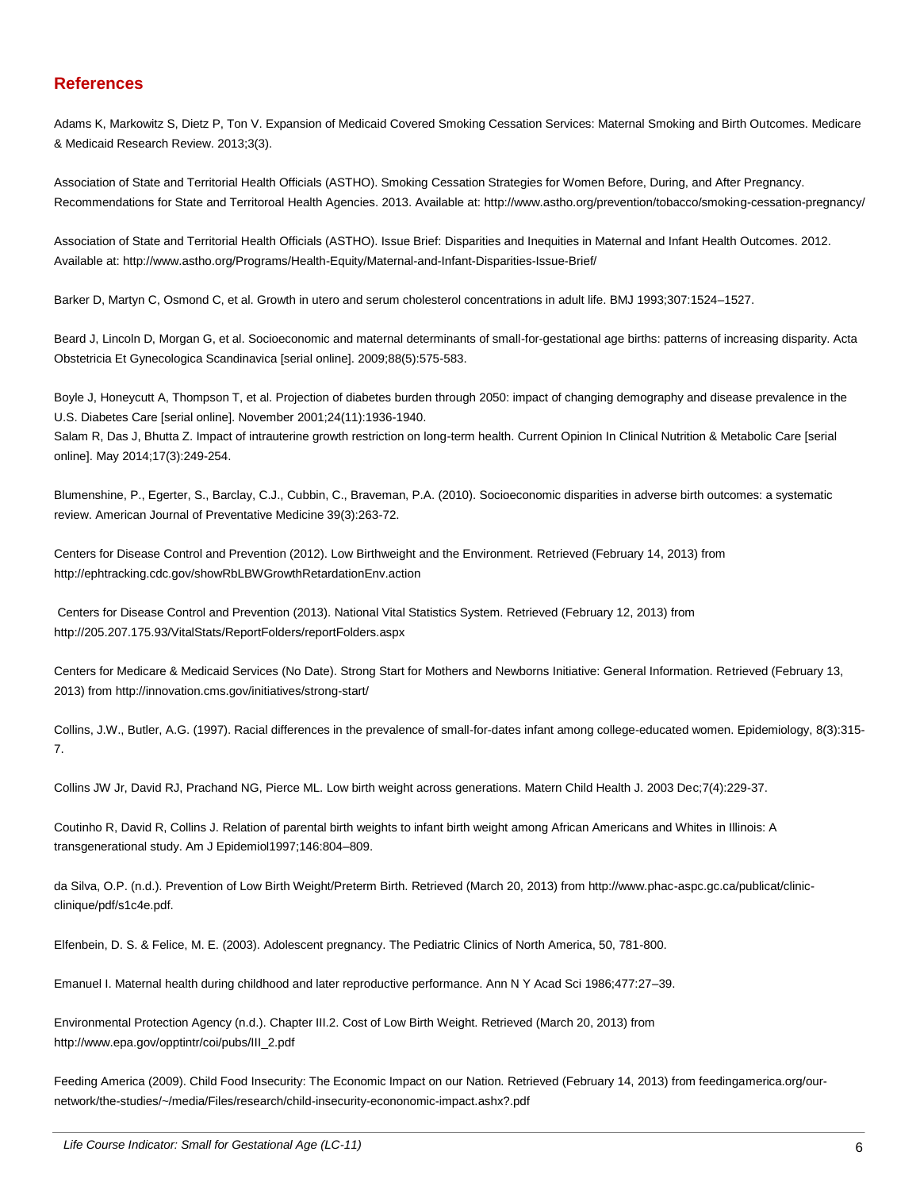## References

Adams K, Markowitz S, Dietz P, Ton V. Expansion of Medicaid Covered Smoking Cessation Services: Maternal Smoking and Birth Outcomes. Medicare & Medicaid Research Review. 2013;3(3).

Association of State and Territorial Health Officials (ASTHO). Smoking Cessation Strategies for Women Before, During, and After Pregnancy. Recommendations for State and Territoroal Health Agencies. 2013. Available at: http://www.astho.org/prevention/tobacco/smoking-cessation-pregnancy/

Association of State and Territorial Health Officials (ASTHO). Issue Brief: Disparities and Inequities in Maternal and Infant Health Outcomes. 2012. Available at: http://www.astho.org/Programs/Health-Equity/Maternal-and-Infant-Disparities-Issue-Brief/

Barker D, Martyn C, Osmond C, et al. Growth in utero and serum cholesterol concentrations in adult life. BMJ 1993;307:1524–1527.

Beard J, Lincoln D, Morgan G, et al. Socioeconomic and maternal determinants of small-for-gestational age births: patterns of increasing disparity. Acta Obstetricia Et Gynecologica Scandinavica [serial online]. 2009;88(5):575-583.

Boyle J, Honeycutt A, Thompson T, et al. Projection of diabetes burden through 2050: impact of changing demography and disease prevalence in the U.S. Diabetes Care [serial online]. November 2001;24(11):1936-1940.
Salam R, Das J, Bhutta Z. Impact of intrauterine growth restriction on long-term health. Current Opinion In Clinical Nutrition & Metabolic Care [serial online]. May 2014;17(3):249-254.

Blumenshine, P., Egerter, S., Barclay, C.J., Cubbin, C., Braveman, P.A. (2010). Socioeconomic disparities in adverse birth outcomes: a systematic review. American Journal of Preventative Medicine 39(3):263-72.

Centers for Disease Control and Prevention (2012). Low Birthweight and the Environment. Retrieved (February 14, 2013) from http://ephtracking.cdc.gov/showRbLBWGrowthRetardationEnv.action

Centers for Disease Control and Prevention (2013). National Vital Statistics System. Retrieved (February 12, 2013) from http://205.207.175.93/VitalStats/ReportFolders/reportFolders.aspx

Centers for Medicare & Medicaid Services (No Date). Strong Start for Mothers and Newborns Initiative: General Information. Retrieved (February 13, 2013) from http://innovation.cms.gov/initiatives/strong-start/

Collins, J.W., Butler, A.G. (1997). Racial differences in the prevalence of small-for-dates infant among college-educated women. Epidemiology, 8(3):315-7.

Collins JW Jr, David RJ, Prachand NG, Pierce ML. Low birth weight across generations. Matern Child Health J. 2003 Dec;7(4):229-37.

Coutinho R, David R, Collins J. Relation of parental birth weights to infant birth weight among African Americans and Whites in Illinois: A transgenerational study. Am J Epidemiol1997;146:804–809.

da Silva, O.P. (n.d.). Prevention of Low Birth Weight/Preterm Birth. Retrieved (March 20, 2013) from http://www.phac-aspc.gc.ca/publicat/clinic-clinique/pdf/s1c4e.pdf.

Elfenbein, D. S. & Felice, M. E. (2003). Adolescent pregnancy. The Pediatric Clinics of North America, 50, 781-800.

Emanuel I. Maternal health during childhood and later reproductive performance. Ann N Y Acad Sci 1986;477:27–39.

Environmental Protection Agency (n.d.). Chapter III.2. Cost of Low Birth Weight. Retrieved (March 20, 2013) from http://www.epa.gov/opptintr/coi/pubs/III_2.pdf

Feeding America (2009). Child Food Insecurity: The Economic Impact on our Nation. Retrieved (February 14, 2013) from feedingamerica.org/our-network/the-studies/~/media/Files/research/child-insecurity-econonomic-impact.ashx?.pdf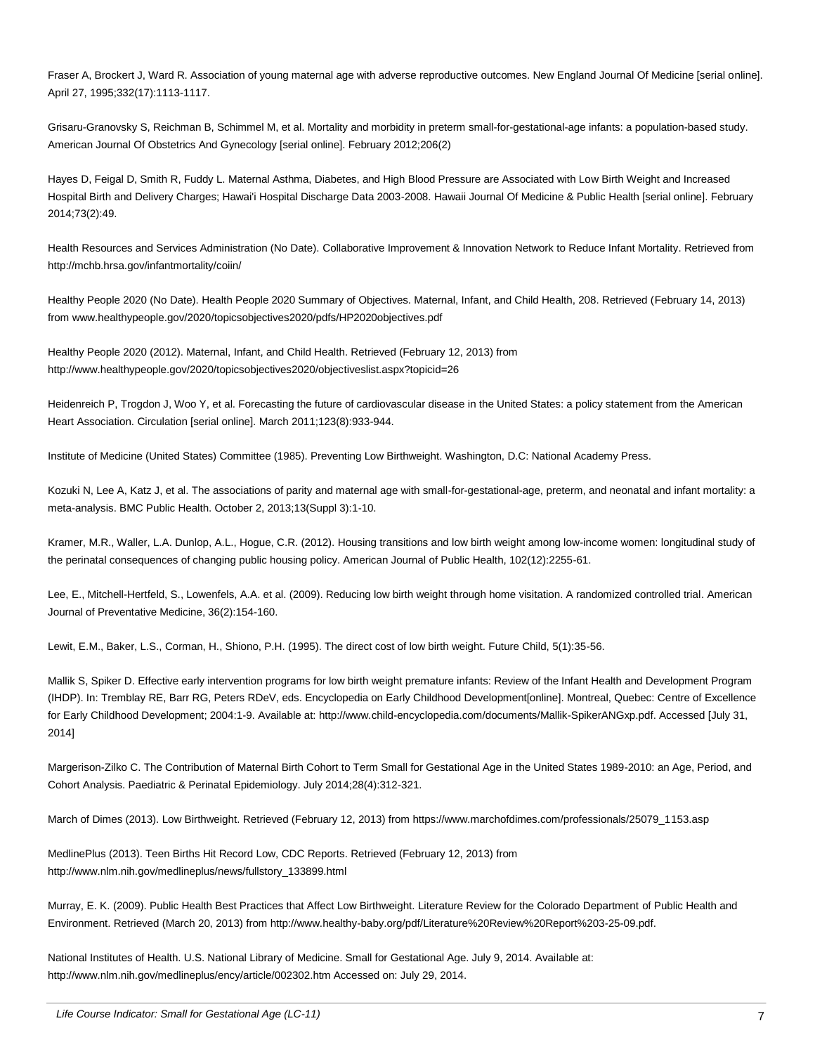Fraser A, Brockert J, Ward R. Association of young maternal age with adverse reproductive outcomes. New England Journal Of Medicine [serial online]. April 27, 1995;332(17):1113-1117.

Grisaru-Granovsky S, Reichman B, Schimmel M, et al. Mortality and morbidity in preterm small-for-gestational-age infants: a population-based study. American Journal Of Obstetrics And Gynecology [serial online]. February 2012;206(2)

Hayes D, Feigal D, Smith R, Fuddy L. Maternal Asthma, Diabetes, and High Blood Pressure are Associated with Low Birth Weight and Increased Hospital Birth and Delivery Charges; Hawai'i Hospital Discharge Data 2003-2008. Hawaii Journal Of Medicine & Public Health [serial online]. February 2014;73(2):49.

Health Resources and Services Administration (No Date). Collaborative Improvement & Innovation Network to Reduce Infant Mortality. Retrieved from http://mchb.hrsa.gov/infantmortality/coiin/

Healthy People 2020 (No Date). Health People 2020 Summary of Objectives. Maternal, Infant, and Child Health, 208. Retrieved (February 14, 2013) from www.healthypeople.gov/2020/topicsobjectives2020/pdfs/HP2020objectives.pdf

Healthy People 2020 (2012). Maternal, Infant, and Child Health. Retrieved (February 12, 2013) from http://www.healthypeople.gov/2020/topicsobjectives2020/objectiveslist.aspx?topicid=26

Heidenreich P, Trogdon J, Woo Y, et al. Forecasting the future of cardiovascular disease in the United States: a policy statement from the American Heart Association. Circulation [serial online]. March 2011;123(8):933-944.

Institute of Medicine (United States) Committee (1985). Preventing Low Birthweight. Washington, D.C: National Academy Press.

Kozuki N, Lee A, Katz J, et al. The associations of parity and maternal age with small-for-gestational-age, preterm, and neonatal and infant mortality: a meta-analysis. BMC Public Health. October 2, 2013;13(Suppl 3):1-10.

Kramer, M.R., Waller, L.A. Dunlop, A.L., Hogue, C.R. (2012). Housing transitions and low birth weight among low-income women: longitudinal study of the perinatal consequences of changing public housing policy. American Journal of Public Health, 102(12):2255-61.

Lee, E., Mitchell-Hertfeld, S., Lowenfels, A.A. et al. (2009). Reducing low birth weight through home visitation. A randomized controlled trial. American Journal of Preventative Medicine, 36(2):154-160.

Lewit, E.M., Baker, L.S., Corman, H., Shiono, P.H. (1995). The direct cost of low birth weight. Future Child, 5(1):35-56.

Mallik S, Spiker D. Effective early intervention programs for low birth weight premature infants: Review of the Infant Health and Development Program (IHDP). In: Tremblay RE, Barr RG, Peters RDeV, eds. Encyclopedia on Early Childhood Development[online]. Montreal, Quebec: Centre of Excellence for Early Childhood Development; 2004:1-9. Available at: http://www.child-encyclopedia.com/documents/Mallik-SpikerANGxp.pdf. Accessed [July 31, 2014]

Margerison-Zilko C. The Contribution of Maternal Birth Cohort to Term Small for Gestational Age in the United States 1989-2010: an Age, Period, and Cohort Analysis. Paediatric & Perinatal Epidemiology. July 2014;28(4):312-321.

March of Dimes (2013). Low Birthweight. Retrieved (February 12, 2013) from https://www.marchofdimes.com/professionals/25079_1153.asp

MedlinePlus (2013). Teen Births Hit Record Low, CDC Reports. Retrieved (February 12, 2013) from http://www.nlm.nih.gov/medlineplus/news/fullstory_133899.html

Murray, E. K. (2009). Public Health Best Practices that Affect Low Birthweight. Literature Review for the Colorado Department of Public Health and Environment. Retrieved (March 20, 2013) from http://www.healthy-baby.org/pdf/Literature%20Review%20Report%203-25-09.pdf.

National Institutes of Health. U.S. National Library of Medicine. Small for Gestational Age. July 9, 2014. Available at: http://www.nlm.nih.gov/medlineplus/ency/article/002302.htm Accessed on: July 29, 2014.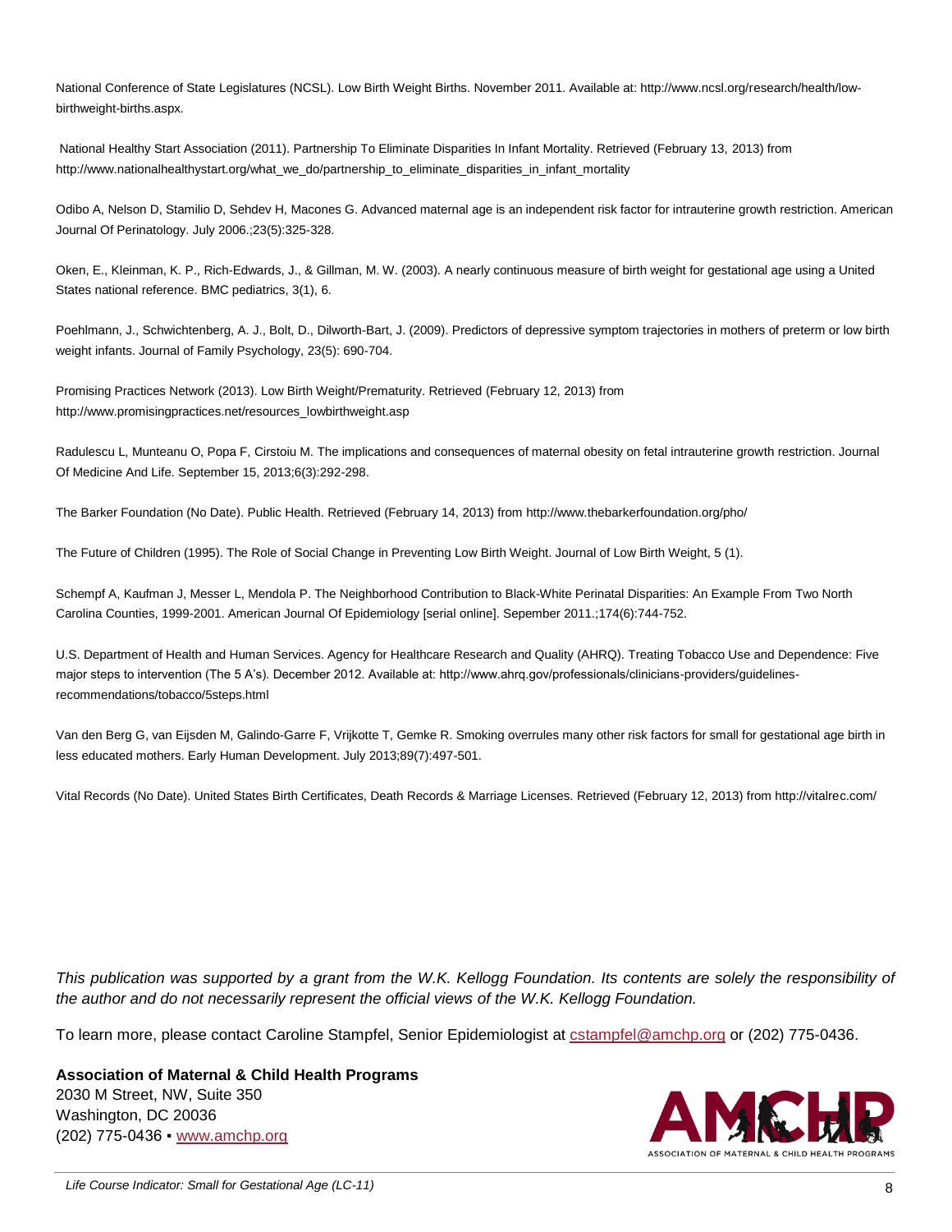National Conference of State Legislatures (NCSL). Low Birth Weight Births. November 2011. Available at: http://www.ncsl.org/research/health/low-birthweight-births.aspx.

National Healthy Start Association (2011). Partnership To Eliminate Disparities In Infant Mortality. Retrieved (February 13, 2013) from http://www.nationalhealthystart.org/what_we_do/partnership_to_eliminate_disparities_in_infant_mortality

Odibo A, Nelson D, Stamilio D, Sehdev H, Macones G. Advanced maternal age is an independent risk factor for intrauterine growth restriction. American Journal Of Perinatology. July 2006.;23(5):325-328.

Oken, E., Kleinman, K. P., Rich-Edwards, J., & Gillman, M. W. (2003). A nearly continuous measure of birth weight for gestational age using a United States national reference. BMC pediatrics, 3(1), 6.

Poehlmann, J., Schwichtenberg, A. J., Bolt, D., Dilworth-Bart, J. (2009). Predictors of depressive symptom trajectories in mothers of preterm or low birth weight infants. Journal of Family Psychology, 23(5): 690-704.

Promising Practices Network (2013). Low Birth Weight/Prematurity. Retrieved (February 12, 2013) from http://www.promisingpractices.net/resources_lowbirthweight.asp

Radulescu L, Munteanu O, Popa F, Cirstoiu M. The implications and consequences of maternal obesity on fetal intrauterine growth restriction. Journal Of Medicine And Life. September 15, 2013;6(3):292-298.

The Barker Foundation (No Date). Public Health. Retrieved (February 14, 2013) from http://www.thebarkerfoundation.org/pho/

The Future of Children (1995). The Role of Social Change in Preventing Low Birth Weight. Journal of Low Birth Weight, 5 (1).

Schempf A, Kaufman J, Messer L, Mendola P. The Neighborhood Contribution to Black-White Perinatal Disparities: An Example From Two North Carolina Counties, 1999-2001. American Journal Of Epidemiology [serial online]. Sepember 2011.;174(6):744-752.

U.S. Department of Health and Human Services. Agency for Healthcare Research and Quality (AHRQ). Treating Tobacco Use and Dependence: Five major steps to intervention (The 5 A's). December 2012. Available at: http://www.ahrq.gov/professionals/clinicians-providers/guidelines-recommendations/tobacco/5steps.html

Van den Berg G, van Eijsden M, Galindo-Garre F, Vrijkotte T, Gemke R. Smoking overrules many other risk factors for small for gestational age birth in less educated mothers. Early Human Development. July 2013;89(7):497-501.

Vital Records (No Date). United States Birth Certificates, Death Records & Marriage Licenses. Retrieved (February 12, 2013) from http://vitalrec.com/

*This publication was supported by a grant from the W.K. Kellogg Foundation. Its contents are solely the responsibility of the author and do not necessarily represent the official views of the W.K. Kellogg Foundation.*

To learn more, please contact Caroline Stampfel, Senior Epidemiologist at cstampfel@amchp.org or (202) 775-0436.

**Association of Maternal & Child Health Programs**
2030 M Street, NW, Suite 350
Washington, DC 20036
(202) 775-0436 ▪ www.amchp.org

AMCHP
ASSOCIATION OF MATERNAL & CHILD HEALTH PROGRAMS